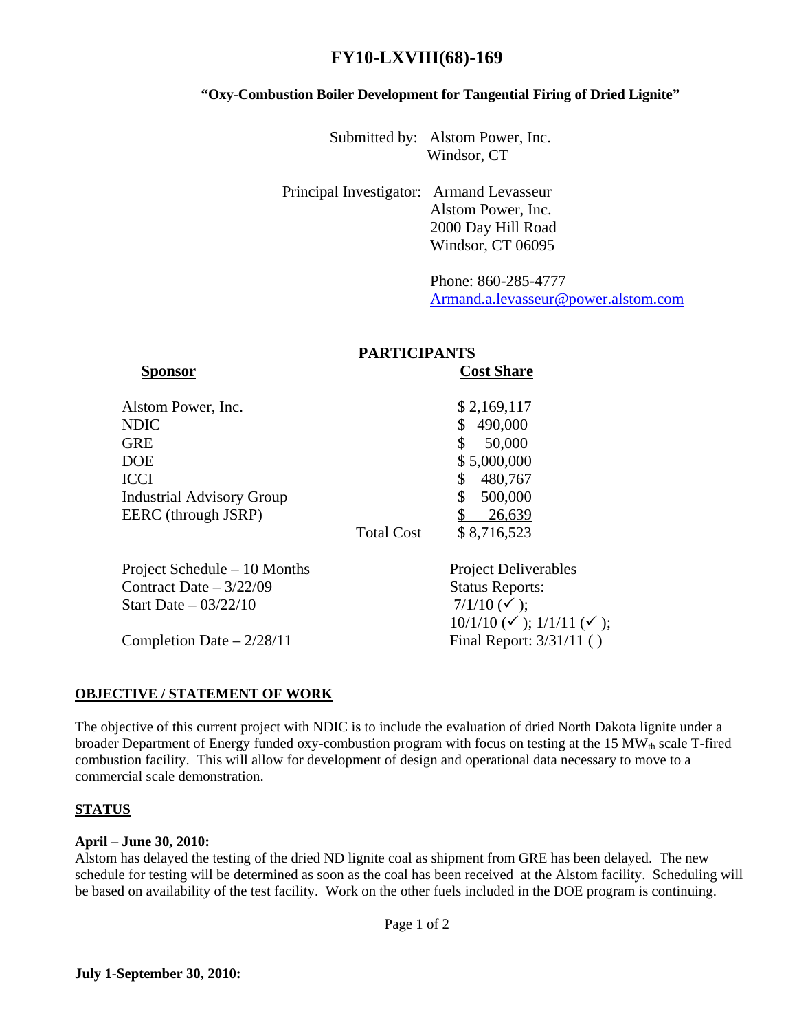# FY10-LXVIII(68)-169

### "Oxy-Combustion Boiler Development for Tangential Firing of Dried Lignite"

Submitted by: Alstom Power, Inc.
Windsor, CT

Principal Investigator: Armand Levasseur
Alstom Power, Inc.
2000 Day Hill Road
Windsor, CT 06095

Phone: 860-285-4777
Armand.a.levasseur@power.alstom.com

## PARTICIPANTS

| Sponsor | | Cost Share |
|---|---|---|
| Alstom Power, Inc. | | $ 2,169,117 |
| NDIC | | $ 490,000 |
| GRE | | $ 50,000 |
| DOE | | $ 5,000,000 |
| ICCI | | $ 480,767 |
| Industrial Advisory Group | | $ 500,000 |
| EERC (through JSRP) | | $ 26,639 |
| | Total Cost | $ 8,716,523 |

Project Schedule – 10 Months
Contract Date – 3/22/09
Start Date – 03/22/10
Completion Date – 2/28/11

Project Deliverables
Status Reports:
7/1/10 (✓);
10/1/10 (✓); 1/1/11 (✓);
Final Report: 3/31/11 ( )

## OBJECTIVE / STATEMENT OF WORK

The objective of this current project with NDIC is to include the evaluation of dried North Dakota lignite under a broader Department of Energy funded oxy-combustion program with focus on testing at the 15 $MW_{th}$ scale T-fired combustion facility. This will allow for development of design and operational data necessary to move to a commercial scale demonstration.

## STATUS

**April – June 30, 2010:**
Alstom has delayed the testing of the dried ND lignite coal as shipment from GRE has been delayed. The new schedule for testing will be determined as soon as the coal has been received at the Alstom facility. Scheduling will be based on availability of the test facility. Work on the other fuels included in the DOE program is continuing.

**July 1-September 30, 2010:**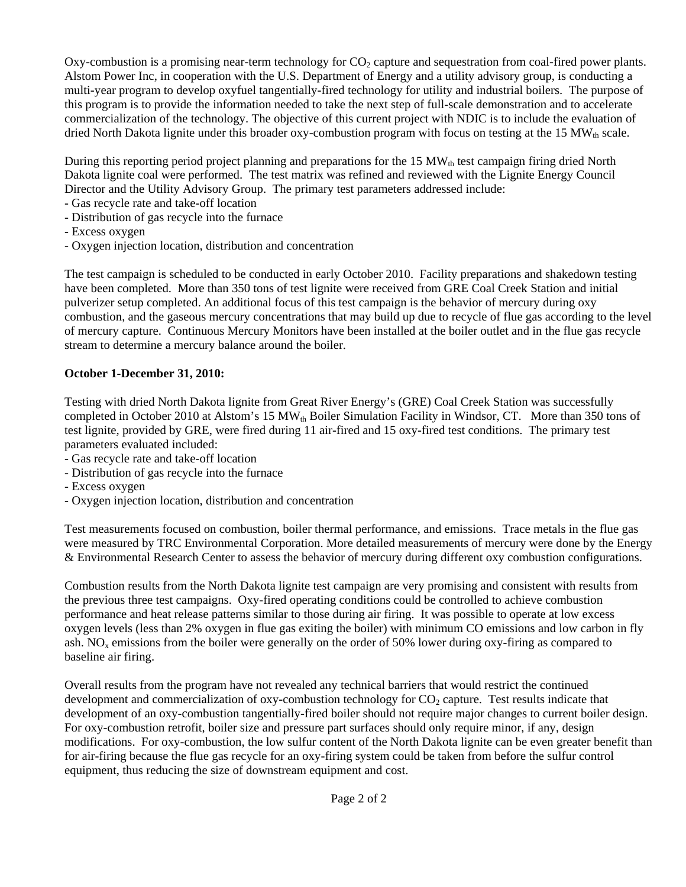Oxy-combustion is a promising near-term technology for $CO_2$ capture and sequestration from coal-fired power plants. Alstom Power Inc, in cooperation with the U.S. Department of Energy and a utility advisory group, is conducting a multi-year program to develop oxyfuel tangentially-fired technology for utility and industrial boilers. The purpose of this program is to provide the information needed to take the next step of full-scale demonstration and to accelerate commercialization of the technology. The objective of this current project with NDIC is to include the evaluation of dried North Dakota lignite under this broader oxy-combustion program with focus on testing at the 15 $MW_{th}$ scale.

During this reporting period project planning and preparations for the 15 $MW_{th}$ test campaign firing dried North Dakota lignite coal were performed. The test matrix was refined and reviewed with the Lignite Energy Council Director and the Utility Advisory Group. The primary test parameters addressed include:

- Gas recycle rate and take-off location
- Distribution of gas recycle into the furnace
- Excess oxygen
- Oxygen injection location, distribution and concentration

The test campaign is scheduled to be conducted in early October 2010. Facility preparations and shakedown testing have been completed. More than 350 tons of test lignite were received from GRE Coal Creek Station and initial pulverizer setup completed. An additional focus of this test campaign is the behavior of mercury during oxy combustion, and the gaseous mercury concentrations that may build up due to recycle of flue gas according to the level of mercury capture. Continuous Mercury Monitors have been installed at the boiler outlet and in the flue gas recycle stream to determine a mercury balance around the boiler.

**October 1-December 31, 2010:**

Testing with dried North Dakota lignite from Great River Energy's (GRE) Coal Creek Station was successfully completed in October 2010 at Alstom's 15 $MW_{th}$ Boiler Simulation Facility in Windsor, CT. More than 350 tons of test lignite, provided by GRE, were fired during 11 air-fired and 15 oxy-fired test conditions. The primary test parameters evaluated included:

- Gas recycle rate and take-off location
- Distribution of gas recycle into the furnace
- Excess oxygen
- Oxygen injection location, distribution and concentration

Test measurements focused on combustion, boiler thermal performance, and emissions. Trace metals in the flue gas were measured by TRC Environmental Corporation. More detailed measurements of mercury were done by the Energy & Environmental Research Center to assess the behavior of mercury during different oxy combustion configurations.

Combustion results from the North Dakota lignite test campaign are very promising and consistent with results from the previous three test campaigns. Oxy-fired operating conditions could be controlled to achieve combustion performance and heat release patterns similar to those during air firing. It was possible to operate at low excess oxygen levels (less than 2% oxygen in flue gas exiting the boiler) with minimum CO emissions and low carbon in fly ash. $NO_x$ emissions from the boiler were generally on the order of 50% lower during oxy-firing as compared to baseline air firing.

Overall results from the program have not revealed any technical barriers that would restrict the continued development and commercialization of oxy-combustion technology for $CO_2$ capture. Test results indicate that development of an oxy-combustion tangentially-fired boiler should not require major changes to current boiler design. For oxy-combustion retrofit, boiler size and pressure part surfaces should only require minor, if any, design modifications. For oxy-combustion, the low sulfur content of the North Dakota lignite can be even greater benefit than for air-firing because the flue gas recycle for an oxy-firing system could be taken from before the sulfur control equipment, thus reducing the size of downstream equipment and cost.